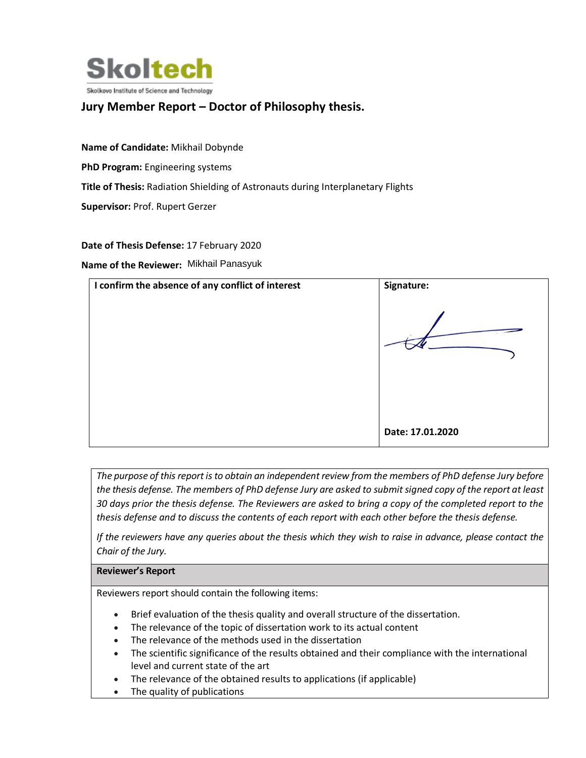Skoltech

Skolkovo Institute of Science and Technology

## Jury Member Report – Doctor of Philosophy thesis.

**Name of Candidate:** Mikhail Dobynde

**PhD Program:** Engineering systems

**Title of Thesis:** Radiation Shielding of Astronauts during Interplanetary Flights

**Supervisor:** Prof. Rupert Gerzer

**Date of Thesis Defense:** 17 February 2020

**Name of the Reviewer:** Mikhail Panasyuk

| **I confirm the absence of any conflict of interest** | **Signature:**<br><br>**Date: 17.01.2020** |
| --- | --- |

*The purpose of this report is to obtain an independent review from the members of PhD defense Jury before the thesis defense. The members of PhD defense Jury are asked to submit signed copy of the report at least 30 days prior the thesis defense. The Reviewers are asked to bring a copy of the completed report to the thesis defense and to discuss the contents of each report with each other before the thesis defense.*

*If the reviewers have any queries about the thesis which they wish to raise in advance, please contact the Chair of the Jury.*

**Reviewer's Report**

Reviewers report should contain the following items:

- Brief evaluation of the thesis quality and overall structure of the dissertation.
- The relevance of the topic of dissertation work to its actual content
- The relevance of the methods used in the dissertation
- The scientific significance of the results obtained and their compliance with the international level and current state of the art
- The relevance of the obtained results to applications (if applicable)
- The quality of publications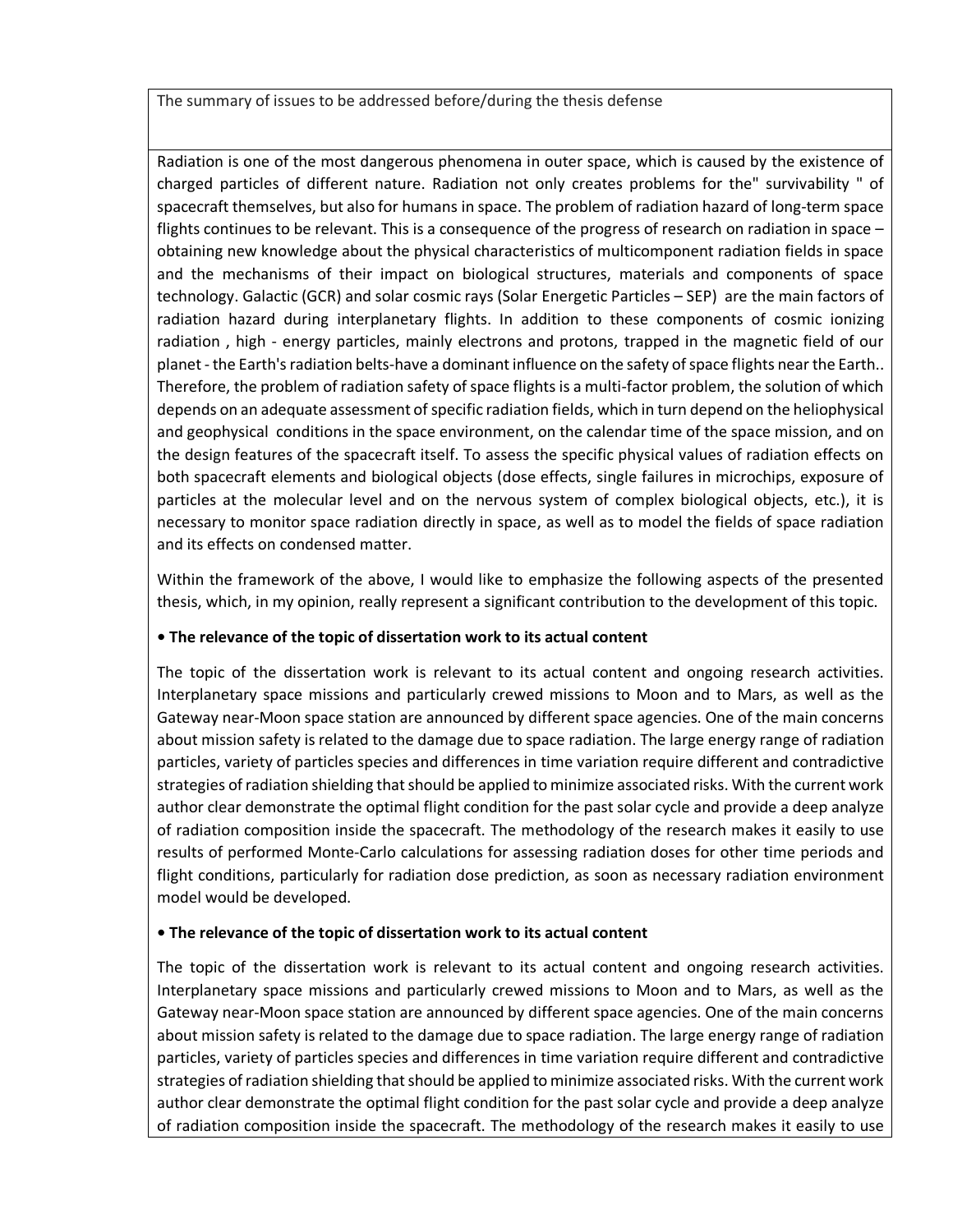The summary of issues to be addressed before/during the thesis defense

Radiation is one of the most dangerous phenomena in outer space, which is caused by the existence of charged particles of different nature. Radiation not only creates problems for the" survivability " of spacecraft themselves, but also for humans in space. The problem of radiation hazard of long-term space flights continues to be relevant. This is a consequence of the progress of research on radiation in space – obtaining new knowledge about the physical characteristics of multicomponent radiation fields in space and the mechanisms of their impact on biological structures, materials and components of space technology. Galactic (GCR) and solar cosmic rays (Solar Energetic Particles – SEP) are the main factors of radiation hazard during interplanetary flights. In addition to these components of cosmic ionizing radiation , high - energy particles, mainly electrons and protons, trapped in the magnetic field of our planet - the Earth's radiation belts-have a dominant influence on the safety of space flights near the Earth.. Therefore, the problem of radiation safety of space flights is a multi-factor problem, the solution of which depends on an adequate assessment of specific radiation fields, which in turn depend on the heliophysical and geophysical conditions in the space environment, on the calendar time of the space mission, and on the design features of the spacecraft itself. To assess the specific physical values of radiation effects on both spacecraft elements and biological objects (dose effects, single failures in microchips, exposure of particles at the molecular level and on the nervous system of complex biological objects, etc.), it is necessary to monitor space radiation directly in space, as well as to model the fields of space radiation and its effects on condensed matter.

Within the framework of the above, I would like to emphasize the following aspects of the presented thesis, which, in my opinion, really represent a significant contribution to the development of this topic.

**• The relevance of the topic of dissertation work to its actual content**

The topic of the dissertation work is relevant to its actual content and ongoing research activities. Interplanetary space missions and particularly crewed missions to Moon and to Mars, as well as the Gateway near-Moon space station are announced by different space agencies. One of the main concerns about mission safety is related to the damage due to space radiation. The large energy range of radiation particles, variety of particles species and differences in time variation require different and contradictive strategies of radiation shielding that should be applied to minimize associated risks. With the current work author clear demonstrate the optimal flight condition for the past solar cycle and provide a deep analyze of radiation composition inside the spacecraft. The methodology of the research makes it easily to use results of performed Monte-Carlo calculations for assessing radiation doses for other time periods and flight conditions, particularly for radiation dose prediction, as soon as necessary radiation environment model would be developed.

**• The relevance of the topic of dissertation work to its actual content**

The topic of the dissertation work is relevant to its actual content and ongoing research activities. Interplanetary space missions and particularly crewed missions to Moon and to Mars, as well as the Gateway near-Moon space station are announced by different space agencies. One of the main concerns about mission safety is related to the damage due to space radiation. The large energy range of radiation particles, variety of particles species and differences in time variation require different and contradictive strategies of radiation shielding that should be applied to minimize associated risks. With the current work author clear demonstrate the optimal flight condition for the past solar cycle and provide a deep analyze of radiation composition inside the spacecraft. The methodology of the research makes it easily to use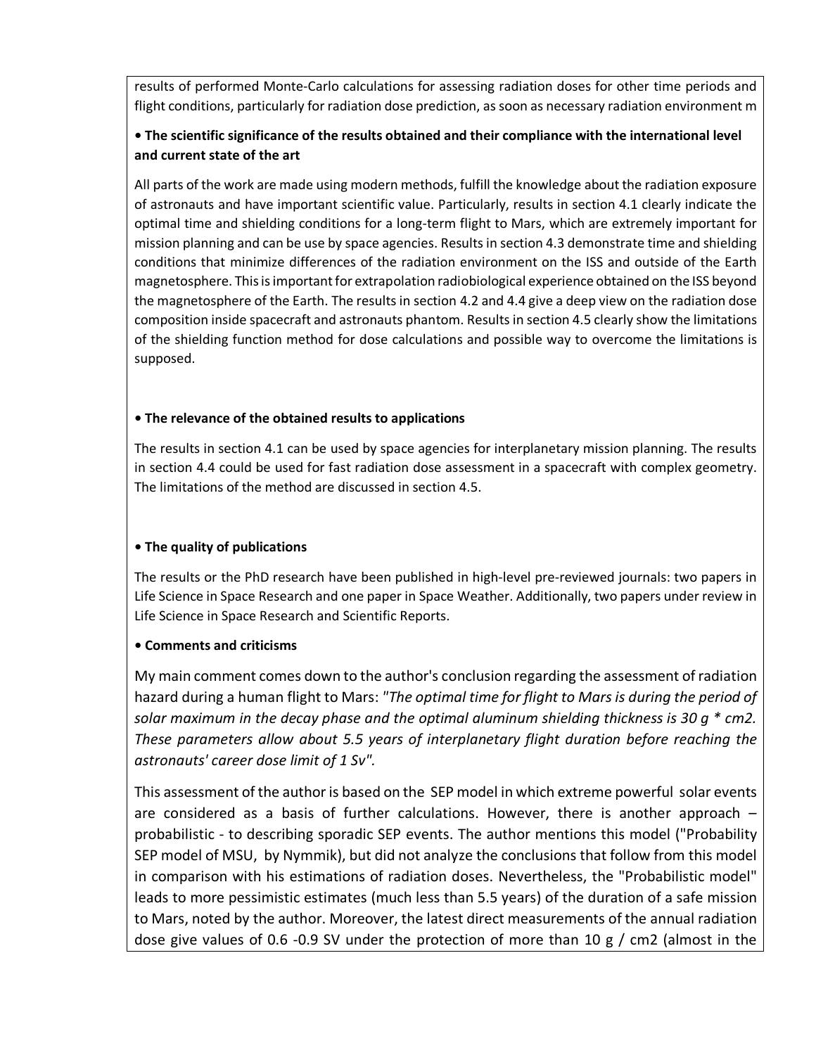results of performed Monte-Carlo calculations for assessing radiation doses for other time periods and flight conditions, particularly for radiation dose prediction, as soon as necessary radiation environment m

**• The scientific significance of the results obtained and their compliance with the international level and current state of the art**

All parts of the work are made using modern methods, fulfill the knowledge about the radiation exposure of astronauts and have important scientific value. Particularly, results in section 4.1 clearly indicate the optimal time and shielding conditions for a long-term flight to Mars, which are extremely important for mission planning and can be use by space agencies. Results in section 4.3 demonstrate time and shielding conditions that minimize differences of the radiation environment on the ISS and outside of the Earth magnetosphere. This is important for extrapolation radiobiological experience obtained on the ISS beyond the magnetosphere of the Earth. The results in section 4.2 and 4.4 give a deep view on the radiation dose composition inside spacecraft and astronauts phantom. Results in section 4.5 clearly show the limitations of the shielding function method for dose calculations and possible way to overcome the limitations is supposed.

**• The relevance of the obtained results to applications**

The results in section 4.1 can be used by space agencies for interplanetary mission planning. The results in section 4.4 could be used for fast radiation dose assessment in a spacecraft with complex geometry. The limitations of the method are discussed in section 4.5.

**• The quality of publications**

The results or the PhD research have been published in high-level pre-reviewed journals: two papers in Life Science in Space Research and one paper in Space Weather. Additionally, two papers under review in Life Science in Space Research and Scientific Reports.

**• Comments and criticisms**

My main comment comes down to the author's conclusion regarding the assessment of radiation hazard during a human flight to Mars: *"The optimal time for flight to Mars is during the period of solar maximum in the decay phase and the optimal aluminum shielding thickness is 30 g * cm2. These parameters allow about 5.5 years of interplanetary flight duration before reaching the astronauts' career dose limit of 1 Sv".*

This assessment of the author is based on the SEP model in which extreme powerful solar events are considered as a basis of further calculations. However, there is another approach – probabilistic - to describing sporadic SEP events. The author mentions this model ("Probability SEP model of MSU, by Nymmik), but did not analyze the conclusions that follow from this model in comparison with his estimations of radiation doses. Nevertheless, the "Probabilistic model" leads to more pessimistic estimates (much less than 5.5 years) of the duration of a safe mission to Mars, noted by the author. Moreover, the latest direct measurements of the annual radiation dose give values of 0.6 -0.9 SV under the protection of more than 10 g / cm2 (almost in the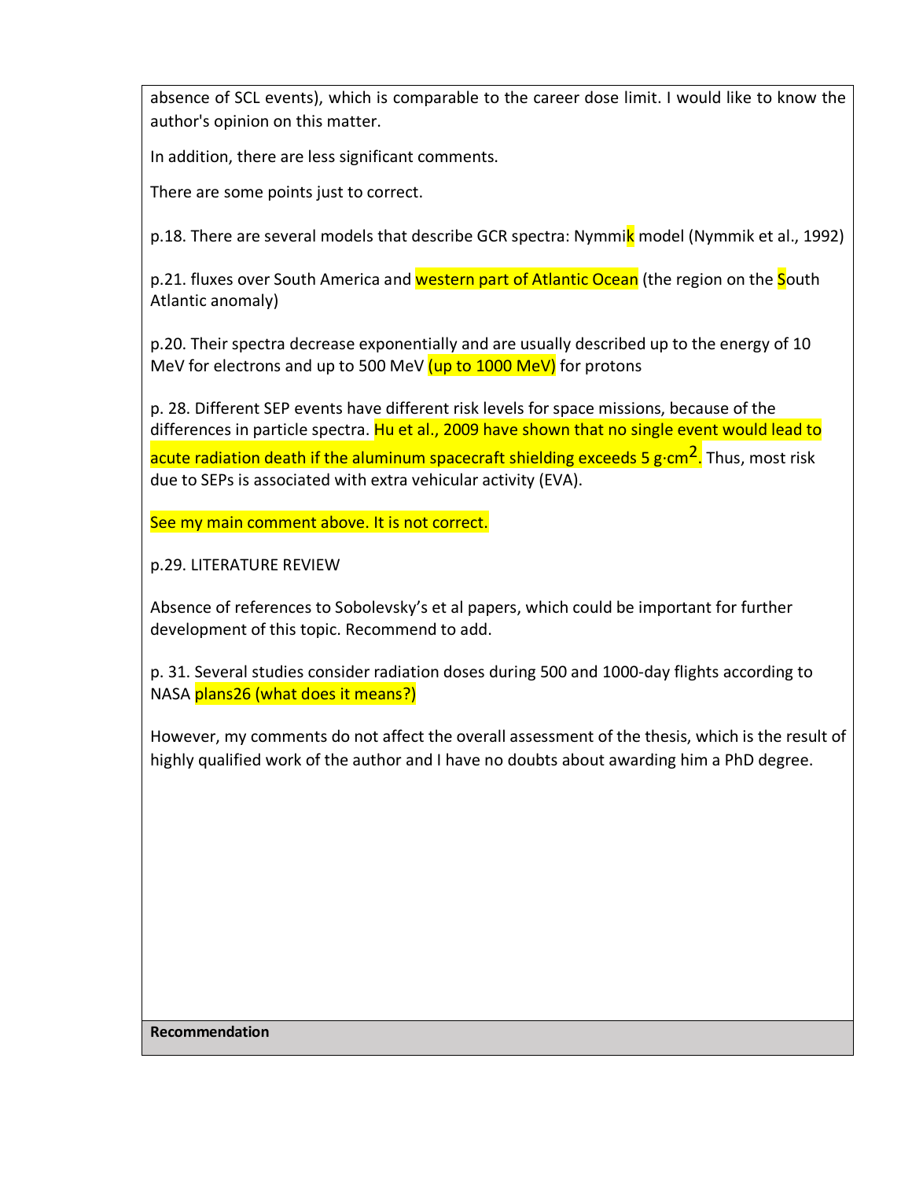absence of SCL events), which is comparable to the career dose limit. I would like to know the author's opinion on this matter.

In addition, there are less significant comments.

There are some points just to correct.

p.18. There are several models that describe GCR spectra: Nymmik model (Nymmik et al., 1992)

p.21. fluxes over South America and western part of Atlantic Ocean (the region on the South Atlantic anomaly)

p.20. Their spectra decrease exponentially and are usually described up to the energy of 10 MeV for electrons and up to 500 MeV (up to 1000 MeV) for protons

p. 28. Different SEP events have different risk levels for space missions, because of the differences in particle spectra. Hu et al., 2009 have shown that no single event would lead to acute radiation death if the aluminum spacecraft shielding exceeds 5 g·cm$^{2}$. Thus, most risk due to SEPs is associated with extra vehicular activity (EVA).

See my main comment above. It is not correct.

p.29. LITERATURE REVIEW

Absence of references to Sobolevsky's et al papers, which could be important for further development of this topic. Recommend to add.

p. 31. Several studies consider radiation doses during 500 and 1000-day flights according to NASA plans26 (what does it means?)

However, my comments do not affect the overall assessment of the thesis, which is the result of highly qualified work of the author and I have no doubts about awarding him a PhD degree.

**Recommendation**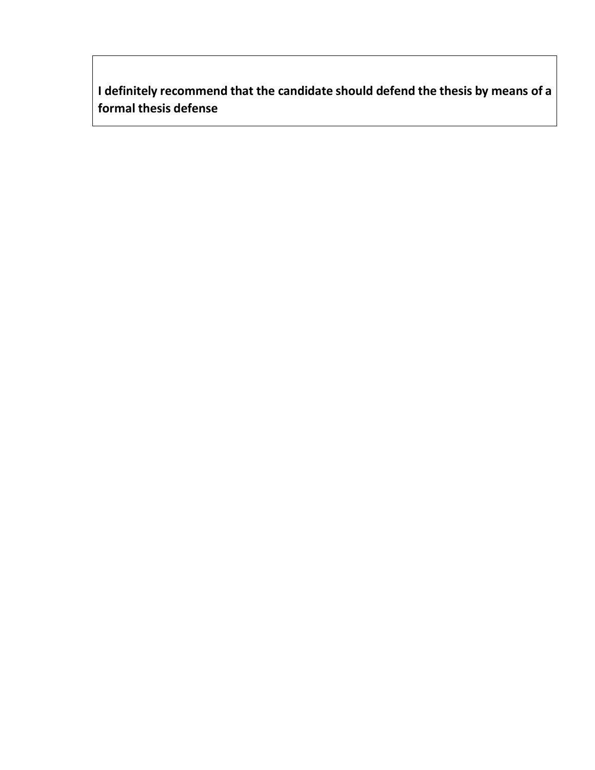**I definitely recommend that the candidate should defend the thesis by means of a formal thesis defense**